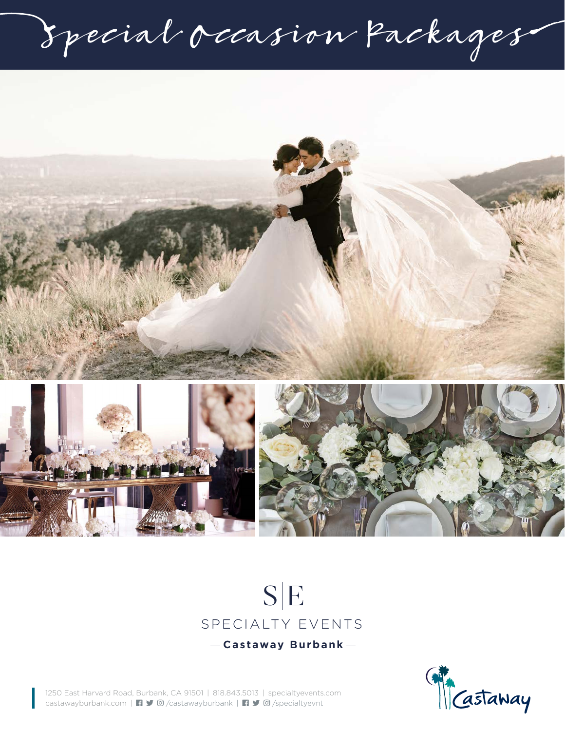# Special Occasion Packages

S|E

SPECIALTY EVENTS

— **Castaway Burbank** —

1250 East Harvard Road, Burbank, CA 91501 | 818.843.5013 | specialtyevents.com
castawayburbank.com | /castawayburbank | /specialtyevnt

Castaway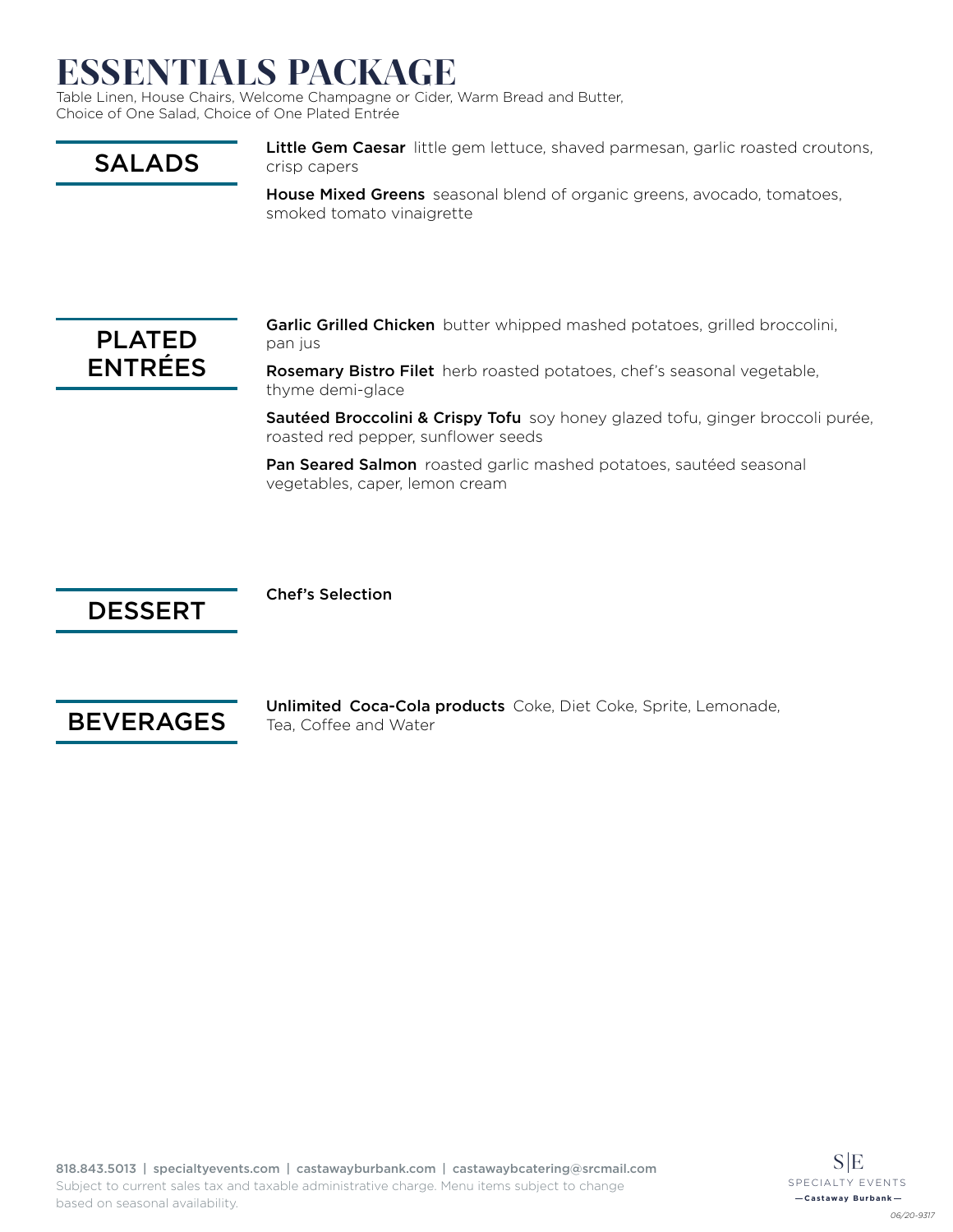# ESSENTIALS PACKAGE

Table Linen, House Chairs, Welcome Champagne or Cider, Warm Bread and Butter, Choice of One Salad, Choice of One Plated Entrée

## SALADS

**Little Gem Caesar** little gem lettuce, shaved parmesan, garlic roasted croutons, crisp capers

**House Mixed Greens** seasonal blend of organic greens, avocado, tomatoes, smoked tomato vinaigrette

## PLATED ENTRÉES

**Garlic Grilled Chicken** butter whipped mashed potatoes, grilled broccolini, pan jus

**Rosemary Bistro Filet** herb roasted potatoes, chef's seasonal vegetable, thyme demi-glace

**Sautéed Broccolini & Crispy Tofu** soy honey glazed tofu, ginger broccoli purée, roasted red pepper, sunflower seeds

**Pan Seared Salmon** roasted garlic mashed potatoes, sautéed seasonal vegetables, caper, lemon cream

## DESSERT

**Chef's Selection**

## BEVERAGES

**Unlimited Coca-Cola products** Coke, Diet Coke, Sprite, Lemonade, Tea, Coffee and Water

818.843.5013 | specialtyevents.com | castawayburbank.com | castawaybcatering@srcmail.com
Subject to current sales tax and taxable administrative charge. Menu items subject to change based on seasonal availability.

S|E SPECIALTY EVENTS — Castaway Burbank —

06/20-9317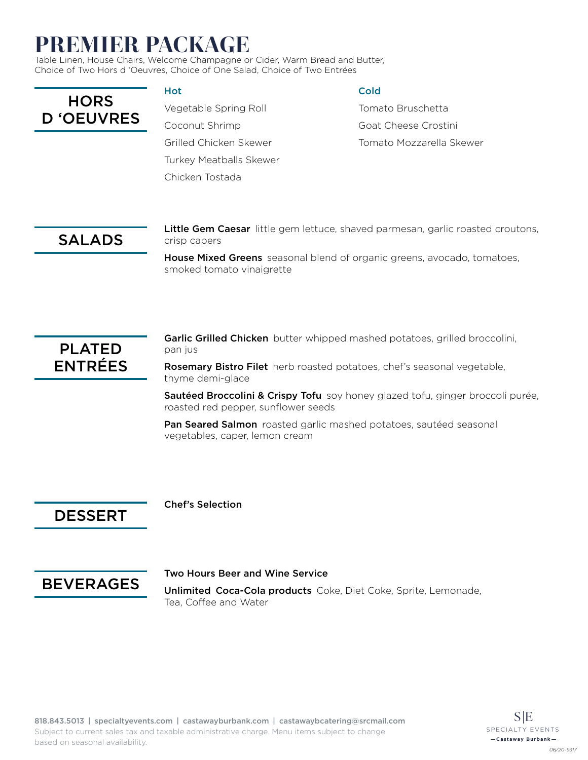# PREMIER PACKAGE

Table Linen, House Chairs, Welcome Champagne or Cider, Warm Bread and Butter, Choice of Two Hors d 'Oeuvres, Choice of One Salad, Choice of Two Entrées

## HORS D 'OEUVRES

### Hot

Vegetable Spring Roll

Coconut Shrimp

Grilled Chicken Skewer

Turkey Meatballs Skewer

Chicken Tostada

### Cold

Tomato Bruschetta

Goat Cheese Crostini

Tomato Mozzarella Skewer

## SALADS

**Little Gem Caesar** little gem lettuce, shaved parmesan, garlic roasted croutons, crisp capers

**House Mixed Greens** seasonal blend of organic greens, avocado, tomatoes, smoked tomato vinaigrette

## PLATED ENTRÉES

**Garlic Grilled Chicken** butter whipped mashed potatoes, grilled broccolini, pan jus

**Rosemary Bistro Filet** herb roasted potatoes, chef's seasonal vegetable, thyme demi-glace

**Sautéed Broccolini & Crispy Tofu** soy honey glazed tofu, ginger broccoli purée, roasted red pepper, sunflower seeds

**Pan Seared Salmon** roasted garlic mashed potatoes, sautéed seasonal vegetables, caper, lemon cream

## DESSERT

**Chef's Selection**

## BEVERAGES

**Two Hours Beer and Wine Service**

**Unlimited Coca-Cola products** Coke, Diet Coke, Sprite, Lemonade, Tea, Coffee and Water

818.843.5013 | specialtyevents.com | castawayburbank.com | castawaybcatering@srcmail.com

Subject to current sales tax and taxable administrative charge. Menu items subject to change based on seasonal availability.

S|E SPECIALTY EVENTS — Castaway Burbank —

06/20-9317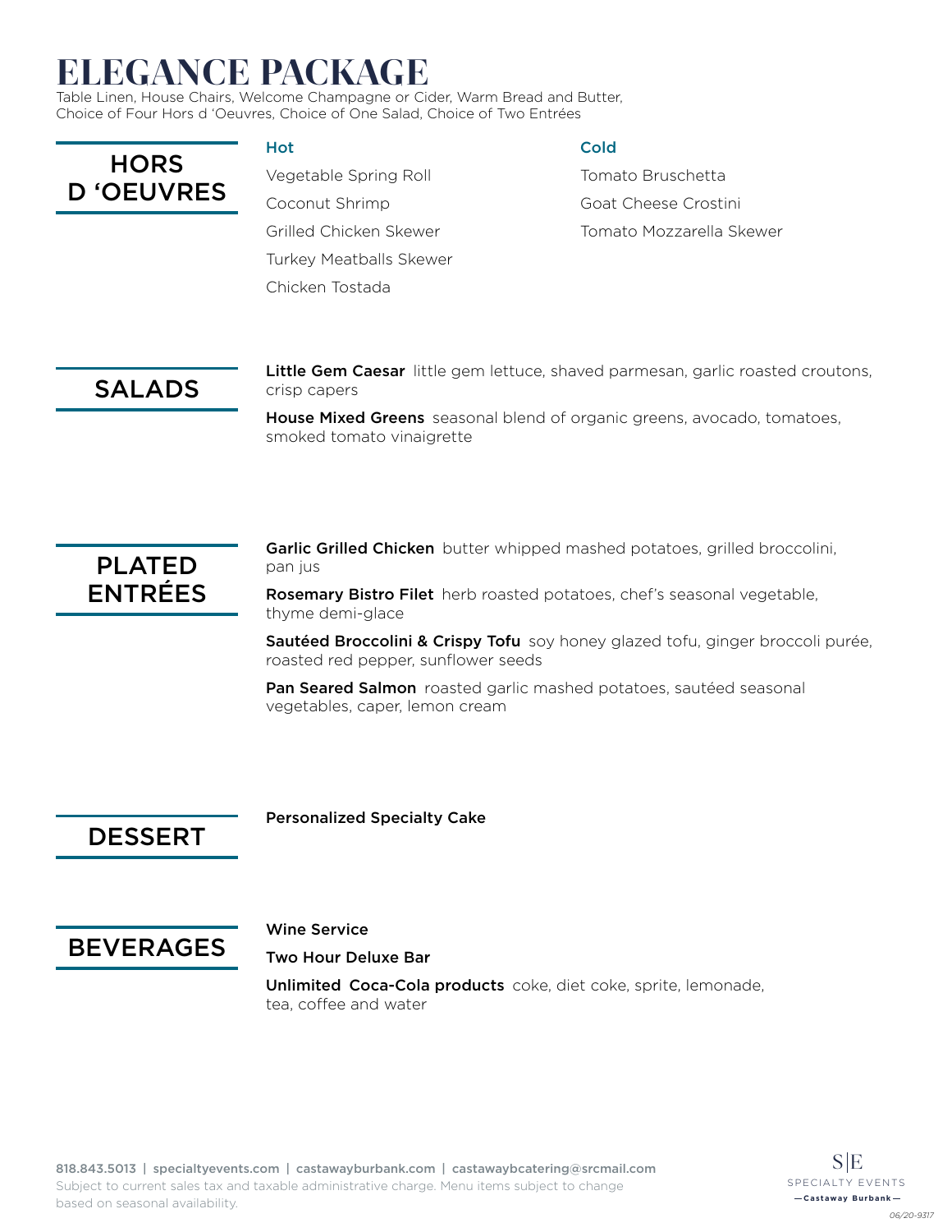# ELEGANCE PACKAGE

Table Linen, House Chairs, Welcome Champagne or Cider, Warm Bread and Butter, Choice of Four Hors d 'Oeuvres, Choice of One Salad, Choice of Two Entrées

## HORS D 'OEUVRES

### Hot

Vegetable Spring Roll

Coconut Shrimp

Grilled Chicken Skewer

Turkey Meatballs Skewer

Chicken Tostada

### Cold

Tomato Bruschetta

Goat Cheese Crostini

Tomato Mozzarella Skewer

## SALADS

**Little Gem Caesar** little gem lettuce, shaved parmesan, garlic roasted croutons, crisp capers

**House Mixed Greens** seasonal blend of organic greens, avocado, tomatoes, smoked tomato vinaigrette

## PLATED ENTRÉES

**Garlic Grilled Chicken** butter whipped mashed potatoes, grilled broccolini, pan jus

**Rosemary Bistro Filet** herb roasted potatoes, chef's seasonal vegetable, thyme demi-glace

**Sautéed Broccolini & Crispy Tofu** soy honey glazed tofu, ginger broccoli purée, roasted red pepper, sunflower seeds

**Pan Seared Salmon** roasted garlic mashed potatoes, sautéed seasonal vegetables, caper, lemon cream

## DESSERT

**Personalized Specialty Cake**

## BEVERAGES

**Wine Service**

**Two Hour Deluxe Bar**

**Unlimited Coca-Cola products** coke, diet coke, sprite, lemonade, tea, coffee and water

818.843.5013 | specialtyevents.com | castawayburbank.com | castawaybcatering@srcmail.com

Subject to current sales tax and taxable administrative charge. Menu items subject to change based on seasonal availability.

S|E SPECIALTY EVENTS — Castaway Burbank —

06/20-9317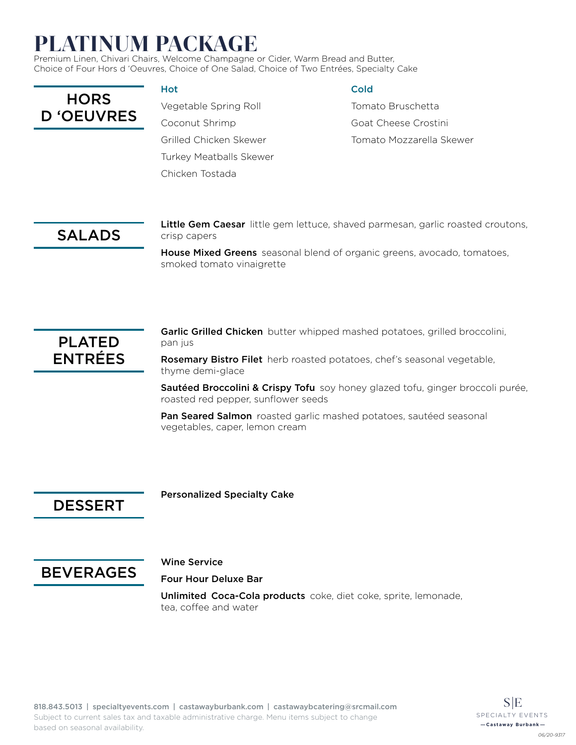# PLATINUM PACKAGE

Premium Linen, Chivari Chairs, Welcome Champagne or Cider, Warm Bread and Butter, Choice of Four Hors d 'Oeuvres, Choice of One Salad, Choice of Two Entrées, Specialty Cake

## HORS D 'OEUVRES

### Hot

- Vegetable Spring Roll
- Coconut Shrimp
- Grilled Chicken Skewer
- Turkey Meatballs Skewer
- Chicken Tostada

### Cold

- Tomato Bruschetta
- Goat Cheese Crostini
- Tomato Mozzarella Skewer

## SALADS

**Little Gem Caesar** little gem lettuce, shaved parmesan, garlic roasted croutons, crisp capers

**House Mixed Greens** seasonal blend of organic greens, avocado, tomatoes, smoked tomato vinaigrette

## PLATED ENTRÉES

**Garlic Grilled Chicken** butter whipped mashed potatoes, grilled broccolini, pan jus

**Rosemary Bistro Filet** herb roasted potatoes, chef's seasonal vegetable, thyme demi-glace

**Sautéed Broccolini & Crispy Tofu** soy honey glazed tofu, ginger broccoli purée, roasted red pepper, sunflower seeds

**Pan Seared Salmon** roasted garlic mashed potatoes, sautéed seasonal vegetables, caper, lemon cream

## DESSERT

**Personalized Specialty Cake**

## BEVERAGES

**Wine Service**

**Four Hour Deluxe Bar**

**Unlimited Coca-Cola products** coke, diet coke, sprite, lemonade, tea, coffee and water

818.843.5013 | specialtyevents.com | castawayburbank.com | castawaybcatering@srcmail.com

Subject to current sales tax and taxable administrative charge. Menu items subject to change based on seasonal availability.

S|E SPECIALTY EVENTS — Castaway Burbank —

06/20-9317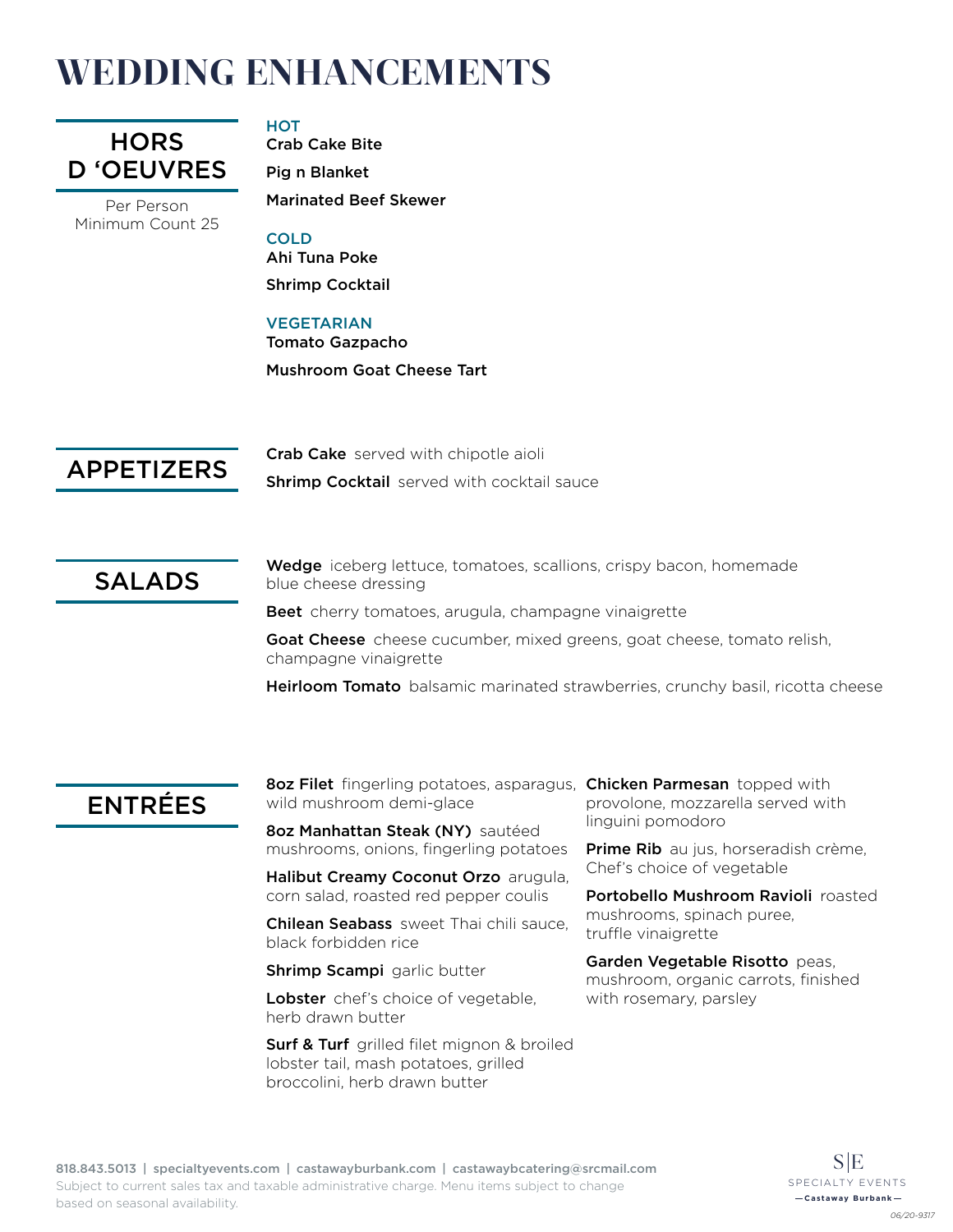# WEDDING ENHANCEMENTS

## HORS D 'OEUVRES

Per Person
Minimum Count 25

### HOT

**Crab Cake Bite**

**Pig n Blanket**

**Marinated Beef Skewer**

### COLD

**Ahi Tuna Poke**

**Shrimp Cocktail**

### VEGETARIAN

**Tomato Gazpacho**

**Mushroom Goat Cheese Tart**

## APPETIZERS

**Crab Cake** served with chipotle aioli

**Shrimp Cocktail** served with cocktail sauce

## SALADS

**Wedge** iceberg lettuce, tomatoes, scallions, crispy bacon, homemade blue cheese dressing

**Beet** cherry tomatoes, arugula, champagne vinaigrette

**Goat Cheese** cheese cucumber, mixed greens, goat cheese, tomato relish, champagne vinaigrette

**Heirloom Tomato** balsamic marinated strawberries, crunchy basil, ricotta cheese

## ENTRÉES

**8oz Filet** fingerling potatoes, asparagus, wild mushroom demi-glace

**8oz Manhattan Steak (NY)** sautéed mushrooms, onions, fingerling potatoes

**Halibut Creamy Coconut Orzo** arugula, corn salad, roasted red pepper coulis

**Chilean Seabass** sweet Thai chili sauce, black forbidden rice

**Shrimp Scampi** garlic butter

**Lobster** chef's choice of vegetable, herb drawn butter

**Surf & Turf** grilled filet mignon & broiled lobster tail, mash potatoes, grilled broccolini, herb drawn butter

**Chicken Parmesan** topped with provolone, mozzarella served with linguini pomodoro

**Prime Rib** au jus, horseradish crème, Chef's choice of vegetable

**Portobello Mushroom Ravioli** roasted mushrooms, spinach puree, truffle vinaigrette

**Garden Vegetable Risotto** peas, mushroom, organic carrots, finished with rosemary, parsley

818.843.5013 | specialtyevents.com | castawayburbank.com | castawaybcatering@srcmail.com
Subject to current sales tax and taxable administrative charge. Menu items subject to change based on seasonal availability.

S|E SPECIALTY EVENTS — Castaway Burbank —

06/20-9317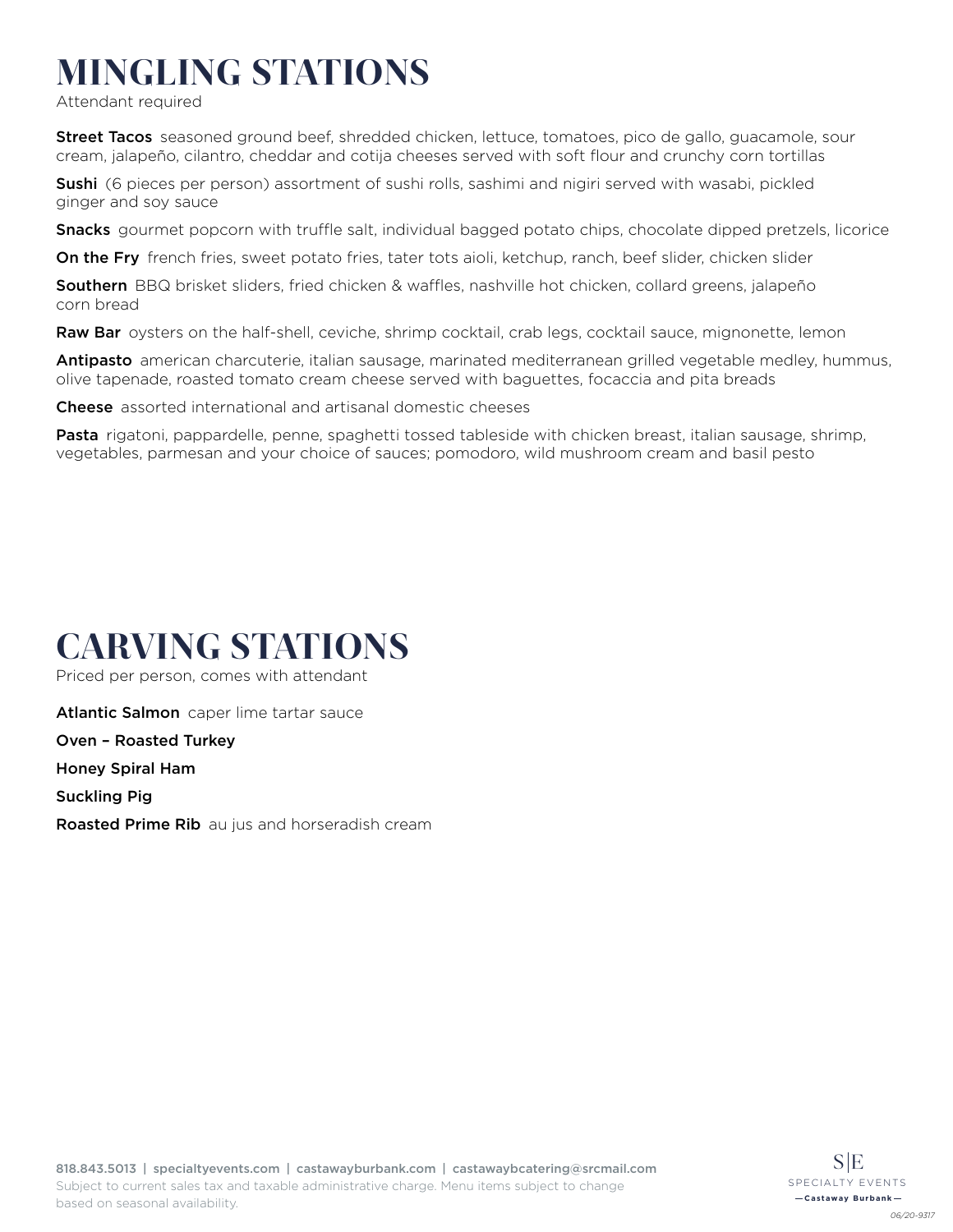# MINGLING STATIONS

Attendant required

**Street Tacos** seasoned ground beef, shredded chicken, lettuce, tomatoes, pico de gallo, guacamole, sour cream, jalapeño, cilantro, cheddar and cotija cheeses served with soft flour and crunchy corn tortillas

**Sushi** (6 pieces per person) assortment of sushi rolls, sashimi and nigiri served with wasabi, pickled ginger and soy sauce

**Snacks** gourmet popcorn with truffle salt, individual bagged potato chips, chocolate dipped pretzels, licorice

**On the Fry** french fries, sweet potato fries, tater tots aioli, ketchup, ranch, beef slider, chicken slider

**Southern** BBQ brisket sliders, fried chicken & waffles, nashville hot chicken, collard greens, jalapeño corn bread

**Raw Bar** oysters on the half-shell, ceviche, shrimp cocktail, crab legs, cocktail sauce, mignonette, lemon

**Antipasto** american charcuterie, italian sausage, marinated mediterranean grilled vegetable medley, hummus, olive tapenade, roasted tomato cream cheese served with baguettes, focaccia and pita breads

**Cheese** assorted international and artisanal domestic cheeses

**Pasta** rigatoni, pappardelle, penne, spaghetti tossed tableside with chicken breast, italian sausage, shrimp, vegetables, parmesan and your choice of sauces; pomodoro, wild mushroom cream and basil pesto

# CARVING STATIONS

Priced per person, comes with attendant

**Atlantic Salmon** caper lime tartar sauce

**Oven – Roasted Turkey**

**Honey Spiral Ham**

**Suckling Pig**

**Roasted Prime Rib** au jus and horseradish cream

818.843.5013 | specialtyevents.com | castawayburbank.com | castawaybcatering@srcmail.com
Subject to current sales tax and taxable administrative charge. Menu items subject to change based on seasonal availability.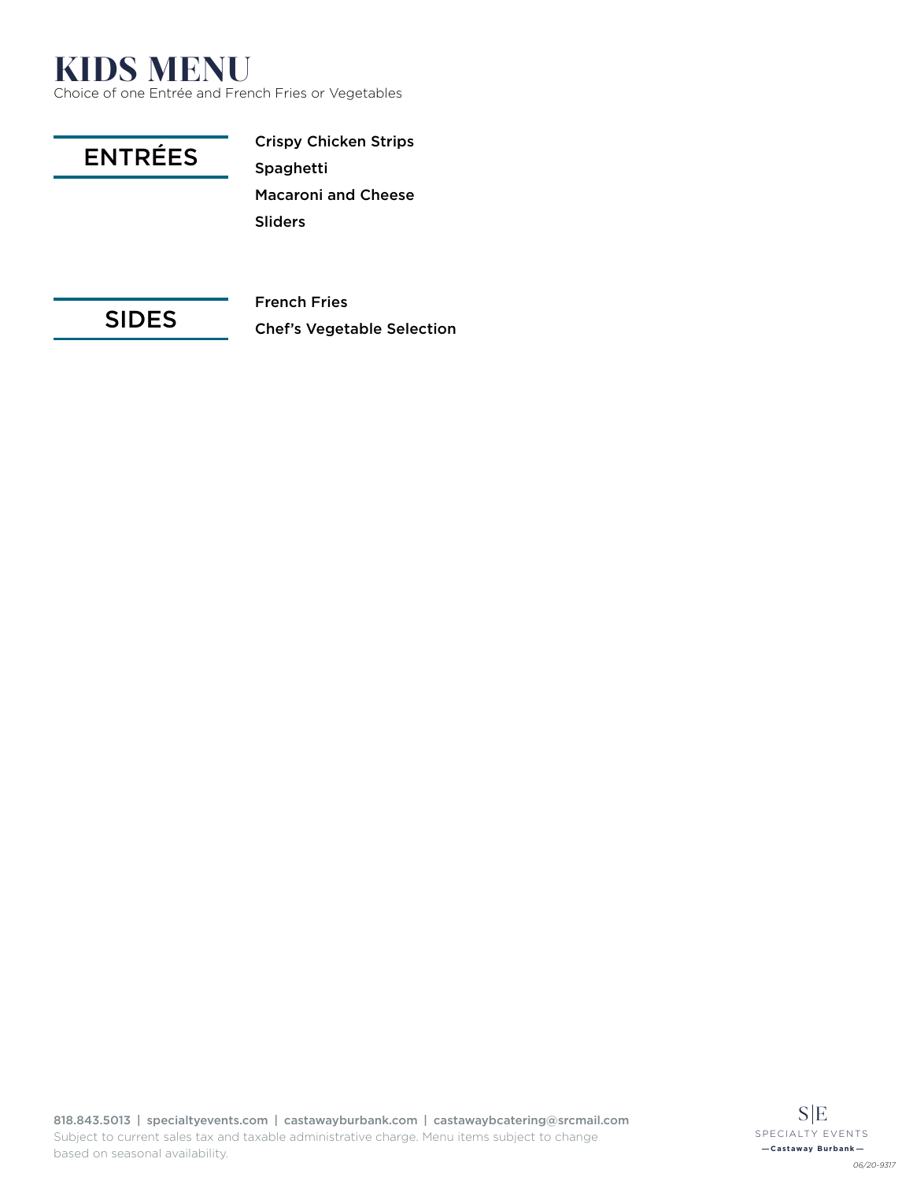# KIDS MENU

Choice of one Entrée and French Fries or Vegetables

## ENTRÉES

Crispy Chicken Strips

Spaghetti

Macaroni and Cheese

Sliders

## SIDES

French Fries

Chef's Vegetable Selection

818.843.5013 | specialtyevents.com | castawayburbank.com | castawaybcatering@srcmail.com

Subject to current sales tax and taxable administrative charge. Menu items subject to change based on seasonal availability.

S|E SPECIALTY EVENTS — Castaway Burbank —

06/20-9317